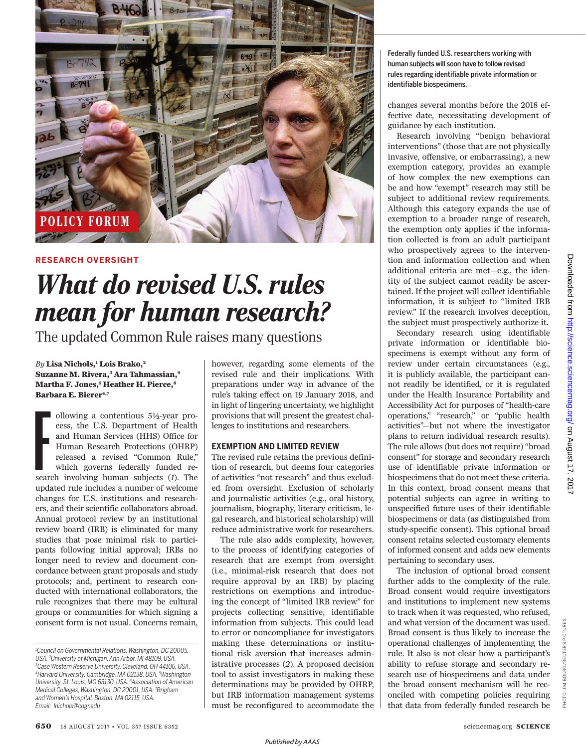POLICY FORUM

RESEARCH OVERSIGHT

# What do revised U.S. rules mean for human research?

## The updated Common Rule raises many questions

*By* **Lisa Nichols,[1] Lois Brako,[2] Suzanne M. Rivera,[3] Ara Tahmassian,[4] Martha F. Jones,[5] Heather H. Pierce,[6] Barbara E. Bierer[4,7]**

Federally funded U.S. researchers working with human subjects will soon have to follow revised rules regarding identifiable private information or identifiable biospecimens.

Following a contentious 5½-year process, the U.S. Department of Health and Human Services (HHS) Office for Human Research Protections (OHRP) released a revised "Common Rule," which governs federally funded research involving human subjects (*1*). The updated rule includes a number of welcome changes for U.S. institutions and researchers, and their scientific collaborators abroad. Annual protocol review by an institutional review board (IRB) is eliminated for many studies that pose minimal risk to participants following initial approval; IRBs no longer need to review and document concordance between grant proposals and study protocols; and, pertinent to research conducted with international collaborators, the rule recognizes that there may be cultural groups or communities for which signing a consent form is not usual. Concerns remain, however, regarding some elements of the revised rule and their implications. With preparations under way in advance of the rule's taking effect on 19 January 2018, and in light of lingering uncertainty, we highlight provisions that will present the greatest challenges to institutions and researchers.

### EXEMPTION AND LIMITED REVIEW

The revised rule retains the previous definition of research, but deems four categories of activities "not research" and thus excluded from oversight. Exclusion of scholarly and journalistic activities (e.g., oral history, journalism, biography, literary criticism, legal research, and historical scholarship) will reduce administrative work for researchers.

The rule also adds complexity, however, to the process of identifying categories of research that are exempt from oversight (i.e., minimal-risk research that does not require approval by an IRB) by placing restrictions on exemptions and introducing the concept of "limited IRB review" for projects collecting sensitive, identifiable information from subjects. This could lead to error or noncompliance for investigators making these determinations or institutional risk aversion that increases administrative processes (*2*). A proposed decision tool to assist investigators in making these determinations may be provided by OHRP, but IRB information management systems must be reconfigured to accommodate the changes several months before the 2018 effective date, necessitating development of guidance by each institution.

Research involving "benign behavioral interventions" (those that are not physically invasive, offensive, or embarrassing), a new exemption category, provides an example of how complex the new exemptions can be and how "exempt" research may still be subject to additional review requirements. Although this category expands the use of exemption to a broader range of research, the exemption only applies if the information collected is from an adult participant who prospectively agrees to the intervention and information collection and when additional criteria are met—e.g., the identity of the subject cannot readily be ascertained. If the project will collect identifiable information, it is subject to "limited IRB review." If the research involves deception, the subject must prospectively authorize it.

Secondary research using identifiable private information or identifiable biospecimens is exempt without any form of review under certain circumstances (e.g., it is publicly available, the participant cannot readily be identified, or it is regulated under the Health Insurance Portability and Accessibility Act for purposes of "health-care operations," "research," or "public health activities"—but not where the investigator plans to return individual research results). The rule allows (but does not require) "broad consent" for storage and secondary research use of identifiable private information or biospecimens that do not meet these criteria. In this context, broad consent means that potential subjects can agree in writing to unspecified future uses of their identifiable biospecimens or data (as distinguished from study-specific consent). This optional broad consent retains selected customary elements of informed consent and adds new elements pertaining to secondary uses.

The inclusion of optional broad consent further adds to the complexity of the rule. Broad consent would require investigators and institutions to implement new systems to track when it was requested, who refused, and what version of the document was used. Broad consent is thus likely to increase the operational challenges of implementing the rule. It also is not clear how a participant's ability to refuse storage and secondary research use of biospecimens and data under the broad consent mechanism will be reconciled with competing policies requiring that data from federally funded research be

[1]Council on Governmental Relations, Washington, DC 20005, USA. [2]University of Michigan, Ann Arbor, MI 48109, USA. [3]Case Western Reserve University, Cleveland, OH 44106, USA. [4]Harvard University, Cambridge, MA 02138, USA. [5]Washington University, St. Louis, MO 63130, USA. [6]Association of American Medical Colleges, Washington, DC 20001, USA. [7]Brigham and Women's Hospital, Boston, MA 02115, USA. Email: lnichols@cogr.edu

PHOTO: JIM BOURG/REUTERS PICTURES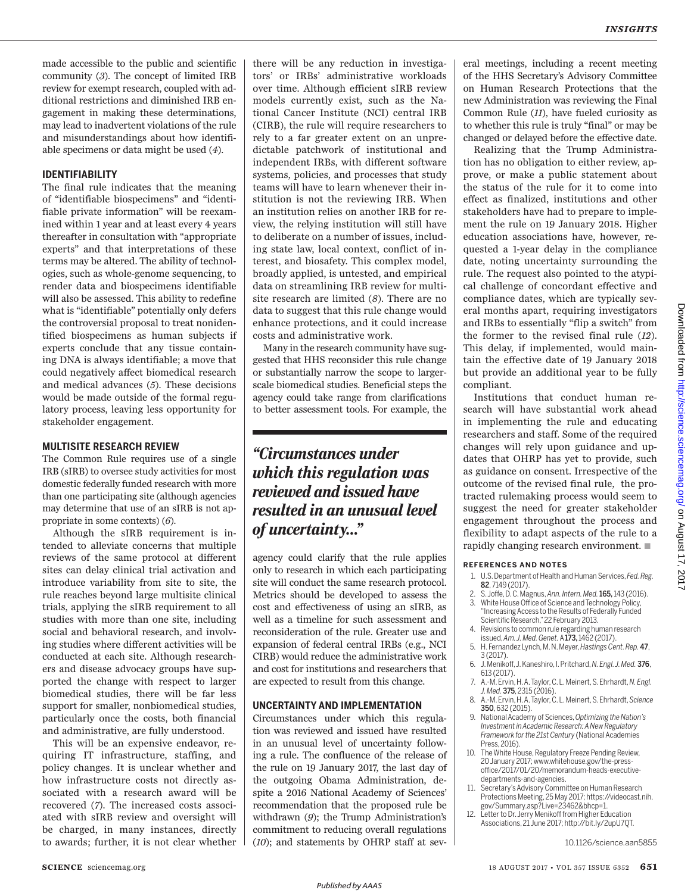made accessible to the public and scientific community (*3*). The concept of limited IRB review for exempt research, coupled with additional restrictions and diminished IRB engagement in making these determinations, may lead to inadvertent violations of the rule and misunderstandings about how identifiable specimens or data might be used (*4*).

## IDENTIFIABILITY

The final rule indicates that the meaning of "identifiable biospecimens" and "identifiable private information" will be reexamined within 1 year and at least every 4 years thereafter in consultation with "appropriate experts" and that interpretations of these terms may be altered. The ability of technologies, such as whole-genome sequencing, to render data and biospecimens identifiable will also be assessed. This ability to redefine what is "identifiable" potentially only defers the controversial proposal to treat nonidentified biospecimens as human subjects if experts conclude that any tissue containing DNA is always identifiable; a move that could negatively affect biomedical research and medical advances (*5*). These decisions would be made outside of the formal regulatory process, leaving less opportunity for stakeholder engagement.

## MULTISITE RESEARCH REVIEW

The Common Rule requires use of a single IRB (sIRB) to oversee study activities for most domestic federally funded research with more than one participating site (although agencies may determine that use of an sIRB is not appropriate in some contexts) (*6*).

Although the sIRB requirement is intended to alleviate concerns that multiple reviews of the same protocol at different sites can delay clinical trial activation and introduce variability from site to site, the rule reaches beyond large multisite clinical trials, applying the sIRB requirement to all studies with more than one site, including social and behavioral research, and involving studies where different activities will be conducted at each site. Although researchers and disease advocacy groups have supported the change with respect to larger biomedical studies, there will be far less support for smaller, nonbiomedical studies, particularly once the costs, both financial and administrative, are fully understood.

This will be an expensive endeavor, requiring IT infrastructure, staffing, and policy changes. It is unclear whether and how infrastructure costs not directly associated with a research award will be recovered (*7*). The increased costs associated with sIRB review and oversight will be charged, in many instances, directly to awards; further, it is not clear whether there will be any reduction in investigators' or IRBs' administrative workloads over time. Although efficient sIRB review models currently exist, such as the National Cancer Institute (NCI) central IRB (CIRB), the rule will require researchers to rely to a far greater extent on an unpredictable patchwork of institutional and independent IRBs, with different software systems, policies, and processes that study teams will have to learn whenever their institution is not the reviewing IRB. When an institution relies on another IRB for review, the relying institution will still have to deliberate on a number of issues, including state law, local context, conflict of interest, and biosafety. This complex model, broadly applied, is untested, and empirical data on streamlining IRB review for multisite research are limited (*8*). There are no data to suggest that this rule change would enhance protections, and it could increase costs and administrative work.

Many in the research community have suggested that HHS reconsider this rule change or substantially narrow the scope to larger-scale biomedical studies. Beneficial steps the agency could take range from clarifications to better assessment tools. For example, the agency could clarify that the rule applies only to research in which each participating site will conduct the same research protocol. Metrics should be developed to assess the cost and effectiveness of using an sIRB, as well as a timeline for such assessment and reconsideration of the rule. Greater use and expansion of federal central IRBs (e.g., NCI CIRB) would reduce the administrative work and cost for institutions and researchers that are expected to result from this change.

> ***"Circumstances under which this regulation was reviewed and issued have resulted in an unusual level of uncertainty..."***

## UNCERTAINTY AND IMPLEMENTATION

Circumstances under which this regulation was reviewed and issued have resulted in an unusual level of uncertainty following a rule. The confluence of the release of the rule on 19 January 2017, the last day of the outgoing Obama Administration, despite a 2016 National Academy of Sciences' recommendation that the proposed rule be withdrawn (*9*); the Trump Administration's commitment to reducing overall regulations (*10*); and statements by OHRP staff at several meetings, including a recent meeting of the HHS Secretary's Advisory Committee on Human Research Protections that the new Administration was reviewing the Final Common Rule (*11*), have fueled curiosity as to whether this rule is truly "final" or may be changed or delayed before the effective date.

Realizing that the Trump Administration has no obligation to either review, approve, or make a public statement about the status of the rule for it to come into effect as finalized, institutions and other stakeholders have had to prepare to implement the rule on 19 January 2018. Higher education associations have, however, requested a 1-year delay in the compliance date, noting uncertainty surrounding the rule. The request also pointed to the atypical challenge of concordant effective and compliance dates, which are typically several months apart, requiring investigators and IRBs to essentially "flip a switch" from the former to the revised final rule (*12*). This delay, if implemented, would maintain the effective date of 19 January 2018 but provide an additional year to be fully compliant.

Institutions that conduct human research will have substantial work ahead in implementing the rule and educating researchers and staff. Some of the required changes will rely upon guidance and updates that OHRP has yet to provide, such as guidance on consent. Irrespective of the outcome of the revised final rule, the protracted rulemaking process would seem to suggest the need for greater stakeholder engagement throughout the process and flexibility to adapt aspects of the rule to a rapidly changing research environment. ■

### REFERENCES AND NOTES

1. U.S. Department of Health and Human Services, *Fed. Reg.* **82**, 7149 (2017).
2. S. Joffe, D. C. Magnus, *Ann. Intern. Med.* **165,** 143 (2016).
3. White House Office of Science and Technology Policy, "Increasing Access to the Results of Federally Funded Scientific Research," 22 February 2013.
4. Revisions to common rule regarding human research issued, *Am. J. Med. Genet. A* **173,** 1462 (2017).
5. H. Fernandez Lynch, M. N. Meyer, *Hastings Cent. Rep.* **47**, 3 (2017).
6. J. Menikoff, J. Kaneshiro, I. Pritchard, *N. Engl. J. Med.* **376**, 613 (2017).
7. A.-M. Ervin, H. A. Taylor, C. L. Meinert, S. Ehrhardt, *N. Engl. J. Med.* **375**, 2315 (2016).
8. A.-M. Ervin, H. A. Taylor, C. L. Meinert, S. Ehrhardt, *Science* **350**, 632 (2015).
9. National Academy of Sciences, *Optimizing the Nation's Investment in Academic Research: A New Regulatory Framework for the 21st Century* (National Academies Press, 2016).
10. The White House, Regulatory Freeze Pending Review, 20 January 2017; www.whitehouse.gov/the-press-office/2017/01/20/memorandum-heads-executive-departments-and-agencies.
11. Secretary's Advisory Committee on Human Research Protections Meeting, 25 May 2017; https://videocast.nih.gov/Summary.asp?Live=23462&bhcp=1.
12. Letter to Dr. Jerry Menikoff from Higher Education Associations, 21 June 2017; http://bit.ly/2upU7QT.

10.1126/science.aan5855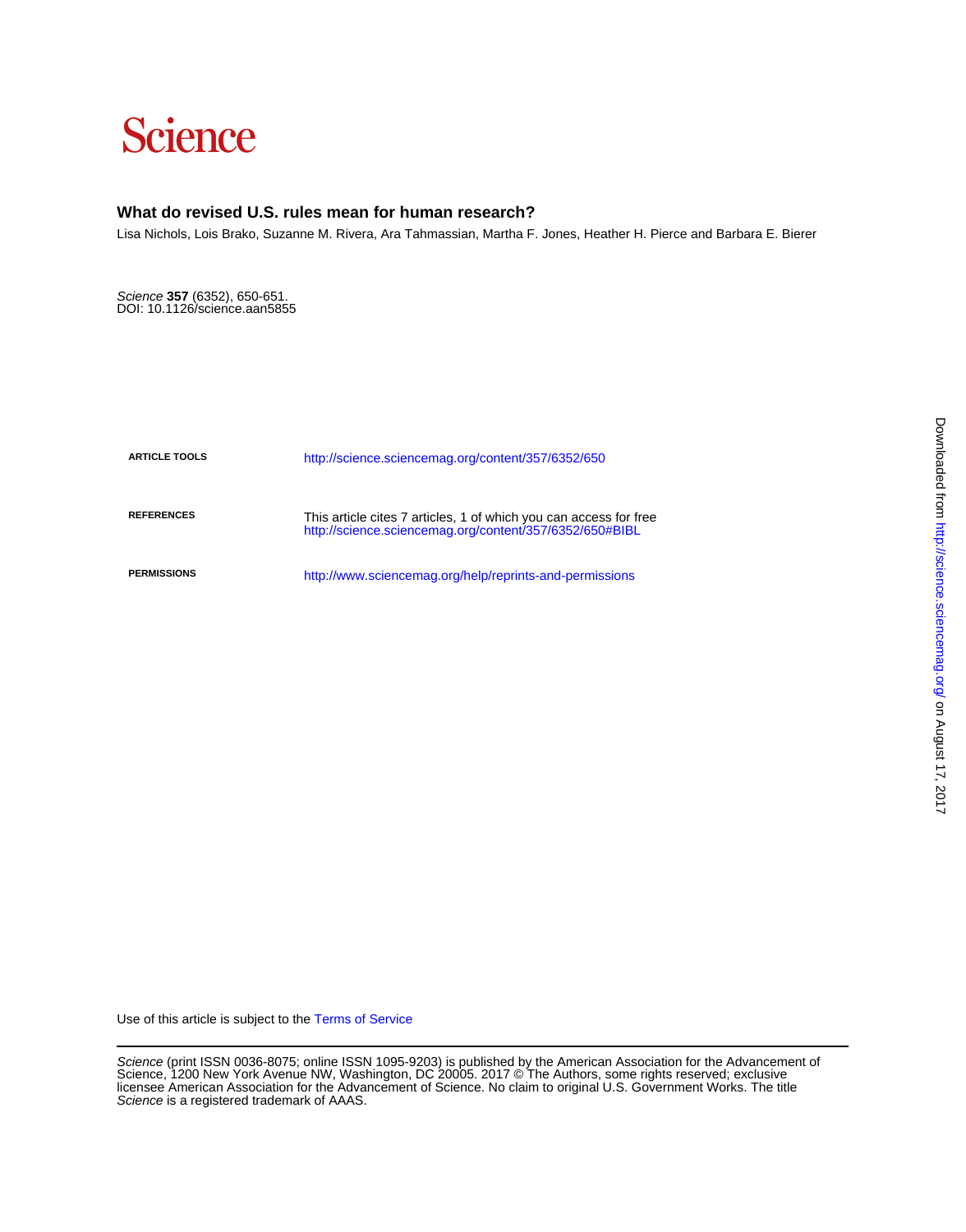# Science

## What do revised U.S. rules mean for human research?

Lisa Nichols, Lois Brako, Suzanne M. Rivera, Ara Tahmassian, Martha F. Jones, Heather H. Pierce and Barbara E. Bierer

*Science* **357** (6352), 650-651.
DOI: 10.1126/science.aan5855

| | |
|---|---|
| **ARTICLE TOOLS** | http://science.sciencemag.org/content/357/6352/650 |
| **REFERENCES** | This article cites 7 articles, 1 of which you can access for free http://science.sciencemag.org/content/357/6352/650#BIBL |
| **PERMISSIONS** | http://www.sciencemag.org/help/reprints-and-permissions |

Use of this article is subject to the Terms of Service

*Science* (print ISSN 0036-8075; online ISSN 1095-9203) is published by the American Association for the Advancement of Science, 1200 New York Avenue NW, Washington, DC 20005. 2017 © The Authors, some rights reserved; exclusive licensee American Association for the Advancement of Science. No claim to original U.S. Government Works. The title *Science* is a registered trademark of AAAS.

Downloaded from http://science.sciencemag.org/ on August 17, 2017